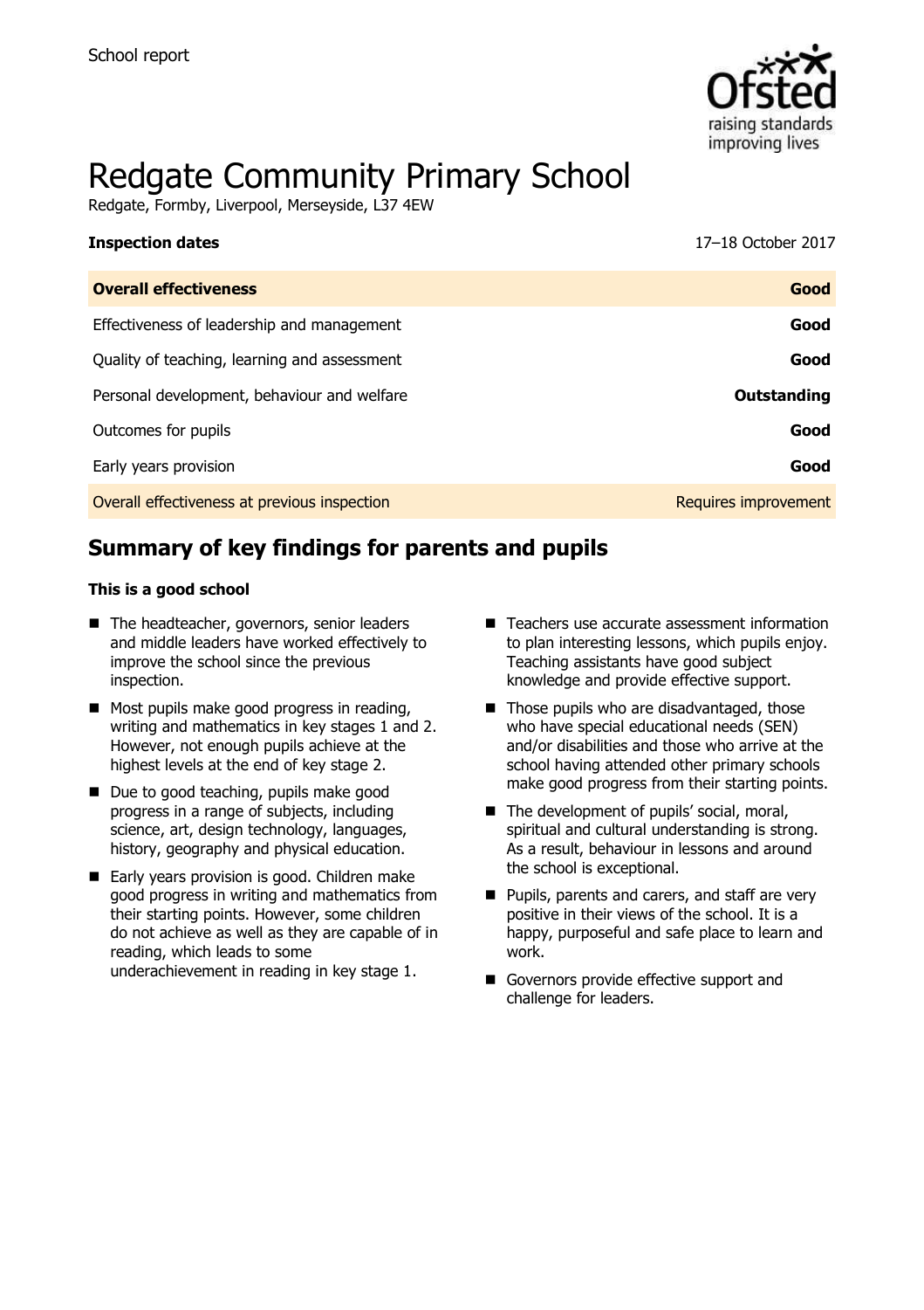School report

# Redgate Community Primary School

Redgate, Formby, Liverpool, Merseyside, L37 4EW

| **Inspection dates** | 17–18 October 2017 |
| --- | --- |
| **Overall effectiveness** | **Good** |
| Effectiveness of leadership and management | **Good** |
| Quality of teaching, learning and assessment | **Good** |
| Personal development, behaviour and welfare | **Outstanding** |
| Outcomes for pupils | **Good** |
| Early years provision | **Good** |
| Overall effectiveness at previous inspection | Requires improvement |

## Summary of key findings for parents and pupils

**This is a good school**

- The headteacher, governors, senior leaders and middle leaders have worked effectively to improve the school since the previous inspection.
- Most pupils make good progress in reading, writing and mathematics in key stages 1 and 2. However, not enough pupils achieve at the highest levels at the end of key stage 2.
- Due to good teaching, pupils make good progress in a range of subjects, including science, art, design technology, languages, history, geography and physical education.
- Early years provision is good. Children make good progress in writing and mathematics from their starting points. However, some children do not achieve as well as they are capable of in reading, which leads to some underachievement in reading in key stage 1.
- Teachers use accurate assessment information to plan interesting lessons, which pupils enjoy. Teaching assistants have good subject knowledge and provide effective support.
- Those pupils who are disadvantaged, those who have special educational needs (SEN) and/or disabilities and those who arrive at the school having attended other primary schools make good progress from their starting points.
- The development of pupils' social, moral, spiritual and cultural understanding is strong. As a result, behaviour in lessons and around the school is exceptional.
- Pupils, parents and carers, and staff are very positive in their views of the school. It is a happy, purposeful and safe place to learn and work.
- Governors provide effective support and challenge for leaders.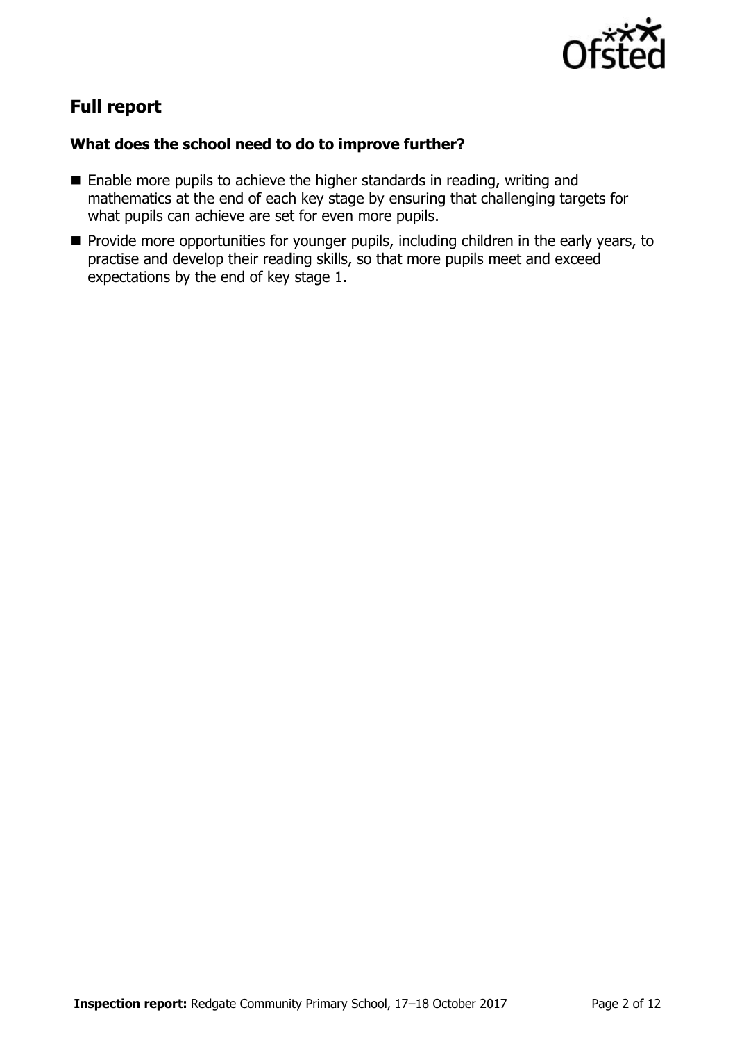## Full report

### What does the school need to do to improve further?

- Enable more pupils to achieve the higher standards in reading, writing and mathematics at the end of each key stage by ensuring that challenging targets for what pupils can achieve are set for even more pupils.
- Provide more opportunities for younger pupils, including children in the early years, to practise and develop their reading skills, so that more pupils meet and exceed expectations by the end of key stage 1.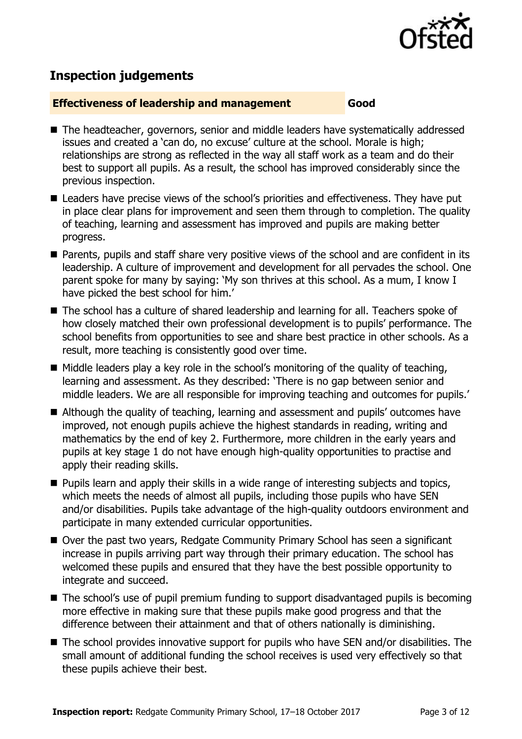## Inspection judgements

**Effectiveness of leadership and management** **Good**

- The headteacher, governors, senior and middle leaders have systematically addressed issues and created a 'can do, no excuse' culture at the school. Morale is high; relationships are strong as reflected in the way all staff work as a team and do their best to support all pupils. As a result, the school has improved considerably since the previous inspection.
- Leaders have precise views of the school's priorities and effectiveness. They have put in place clear plans for improvement and seen them through to completion. The quality of teaching, learning and assessment has improved and pupils are making better progress.
- Parents, pupils and staff share very positive views of the school and are confident in its leadership. A culture of improvement and development for all pervades the school. One parent spoke for many by saying: 'My son thrives at this school. As a mum, I know I have picked the best school for him.'
- The school has a culture of shared leadership and learning for all. Teachers spoke of how closely matched their own professional development is to pupils' performance. The school benefits from opportunities to see and share best practice in other schools. As a result, more teaching is consistently good over time.
- Middle leaders play a key role in the school's monitoring of the quality of teaching, learning and assessment. As they described: 'There is no gap between senior and middle leaders. We are all responsible for improving teaching and outcomes for pupils.'
- Although the quality of teaching, learning and assessment and pupils' outcomes have improved, not enough pupils achieve the highest standards in reading, writing and mathematics by the end of key 2. Furthermore, more children in the early years and pupils at key stage 1 do not have enough high-quality opportunities to practise and apply their reading skills.
- Pupils learn and apply their skills in a wide range of interesting subjects and topics, which meets the needs of almost all pupils, including those pupils who have SEN and/or disabilities. Pupils take advantage of the high-quality outdoors environment and participate in many extended curricular opportunities.
- Over the past two years, Redgate Community Primary School has seen a significant increase in pupils arriving part way through their primary education. The school has welcomed these pupils and ensured that they have the best possible opportunity to integrate and succeed.
- The school's use of pupil premium funding to support disadvantaged pupils is becoming more effective in making sure that these pupils make good progress and that the difference between their attainment and that of others nationally is diminishing.
- The school provides innovative support for pupils who have SEN and/or disabilities. The small amount of additional funding the school receives is used very effectively so that these pupils achieve their best.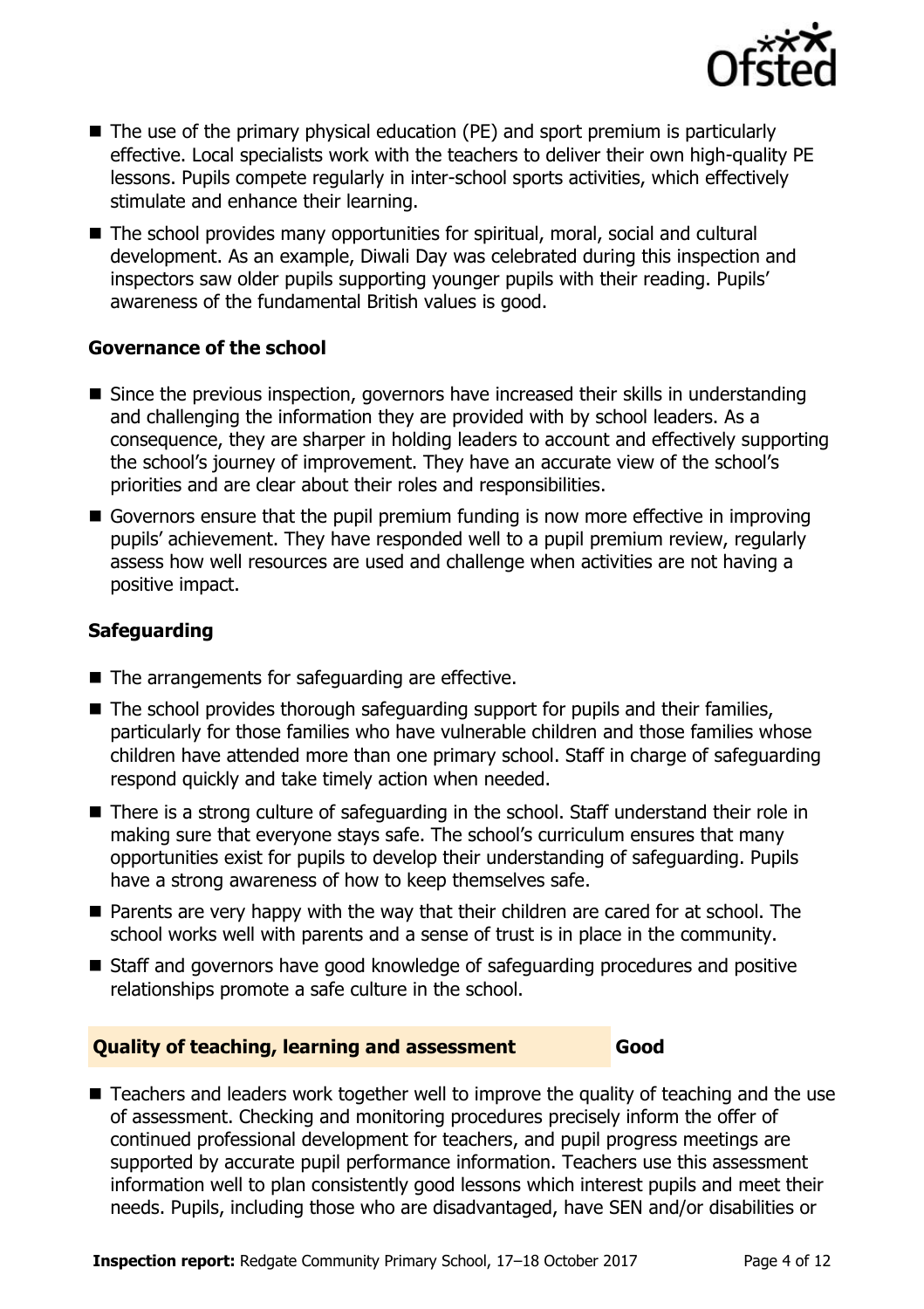- The use of the primary physical education (PE) and sport premium is particularly effective. Local specialists work with the teachers to deliver their own high-quality PE lessons. Pupils compete regularly in inter-school sports activities, which effectively stimulate and enhance their learning.
- The school provides many opportunities for spiritual, moral, social and cultural development. As an example, Diwali Day was celebrated during this inspection and inspectors saw older pupils supporting younger pupils with their reading. Pupils' awareness of the fundamental British values is good.

### Governance of the school

- Since the previous inspection, governors have increased their skills in understanding and challenging the information they are provided with by school leaders. As a consequence, they are sharper in holding leaders to account and effectively supporting the school's journey of improvement. They have an accurate view of the school's priorities and are clear about their roles and responsibilities.
- Governors ensure that the pupil premium funding is now more effective in improving pupils' achievement. They have responded well to a pupil premium review, regularly assess how well resources are used and challenge when activities are not having a positive impact.

### Safeguarding

- The arrangements for safeguarding are effective.
- The school provides thorough safeguarding support for pupils and their families, particularly for those families who have vulnerable children and those families whose children have attended more than one primary school. Staff in charge of safeguarding respond quickly and take timely action when needed.
- There is a strong culture of safeguarding in the school. Staff understand their role in making sure that everyone stays safe. The school's curriculum ensures that many opportunities exist for pupils to develop their understanding of safeguarding. Pupils have a strong awareness of how to keep themselves safe.
- Parents are very happy with the way that their children are cared for at school. The school works well with parents and a sense of trust is in place in the community.
- Staff and governors have good knowledge of safeguarding procedures and positive relationships promote a safe culture in the school.

## Quality of teaching, learning and assessment — Good

- Teachers and leaders work together well to improve the quality of teaching and the use of assessment. Checking and monitoring procedures precisely inform the offer of continued professional development for teachers, and pupil progress meetings are supported by accurate pupil performance information. Teachers use this assessment information well to plan consistently good lessons which interest pupils and meet their needs. Pupils, including those who are disadvantaged, have SEN and/or disabilities or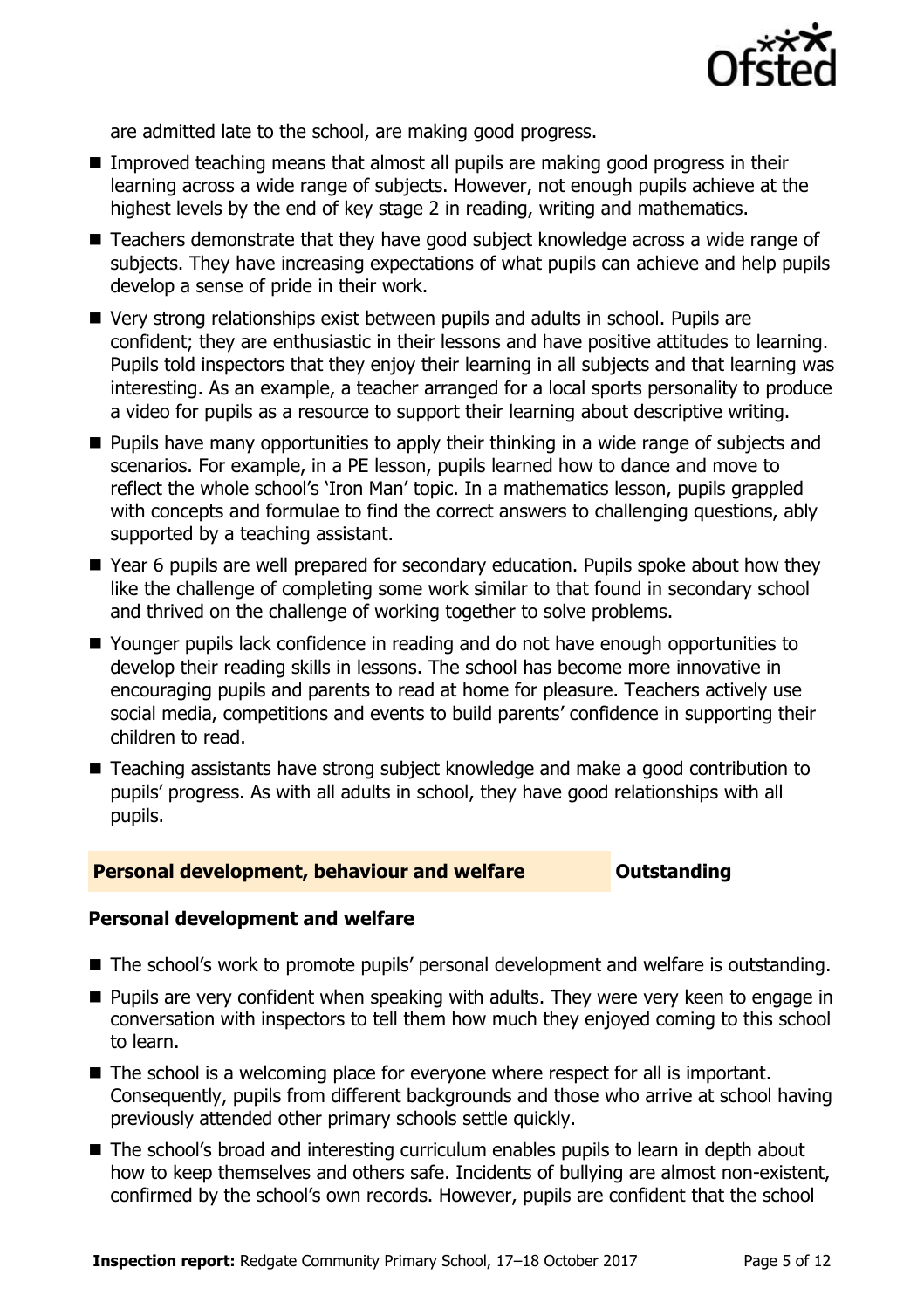are admitted late to the school, are making good progress.

- Improved teaching means that almost all pupils are making good progress in their learning across a wide range of subjects. However, not enough pupils achieve at the highest levels by the end of key stage 2 in reading, writing and mathematics.
- Teachers demonstrate that they have good subject knowledge across a wide range of subjects. They have increasing expectations of what pupils can achieve and help pupils develop a sense of pride in their work.
- Very strong relationships exist between pupils and adults in school. Pupils are confident; they are enthusiastic in their lessons and have positive attitudes to learning. Pupils told inspectors that they enjoy their learning in all subjects and that learning was interesting. As an example, a teacher arranged for a local sports personality to produce a video for pupils as a resource to support their learning about descriptive writing.
- Pupils have many opportunities to apply their thinking in a wide range of subjects and scenarios. For example, in a PE lesson, pupils learned how to dance and move to reflect the whole school's 'Iron Man' topic. In a mathematics lesson, pupils grappled with concepts and formulae to find the correct answers to challenging questions, ably supported by a teaching assistant.
- Year 6 pupils are well prepared for secondary education. Pupils spoke about how they like the challenge of completing some work similar to that found in secondary school and thrived on the challenge of working together to solve problems.
- Younger pupils lack confidence in reading and do not have enough opportunities to develop their reading skills in lessons. The school has become more innovative in encouraging pupils and parents to read at home for pleasure. Teachers actively use social media, competitions and events to build parents' confidence in supporting their children to read.
- Teaching assistants have strong subject knowledge and make a good contribution to pupils' progress. As with all adults in school, they have good relationships with all pupils.

## Personal development, behaviour and welfare — Outstanding

### Personal development and welfare

- The school's work to promote pupils' personal development and welfare is outstanding.
- Pupils are very confident when speaking with adults. They were very keen to engage in conversation with inspectors to tell them how much they enjoyed coming to this school to learn.
- The school is a welcoming place for everyone where respect for all is important. Consequently, pupils from different backgrounds and those who arrive at school having previously attended other primary schools settle quickly.
- The school's broad and interesting curriculum enables pupils to learn in depth about how to keep themselves and others safe. Incidents of bullying are almost non-existent, confirmed by the school's own records. However, pupils are confident that the school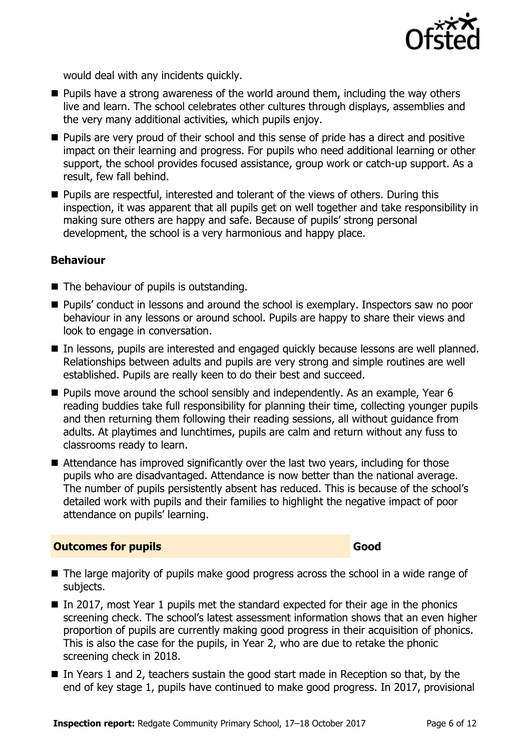would deal with any incidents quickly.

- Pupils have a strong awareness of the world around them, including the way others live and learn. The school celebrates other cultures through displays, assemblies and the very many additional activities, which pupils enjoy.
- Pupils are very proud of their school and this sense of pride has a direct and positive impact on their learning and progress. For pupils who need additional learning or other support, the school provides focused assistance, group work or catch-up support. As a result, few fall behind.
- Pupils are respectful, interested and tolerant of the views of others. During this inspection, it was apparent that all pupils get on well together and take responsibility in making sure others are happy and safe. Because of pupils' strong personal development, the school is a very harmonious and happy place.

### Behaviour

- The behaviour of pupils is outstanding.
- Pupils' conduct in lessons and around the school is exemplary. Inspectors saw no poor behaviour in any lessons or around school. Pupils are happy to share their views and look to engage in conversation.
- In lessons, pupils are interested and engaged quickly because lessons are well planned. Relationships between adults and pupils are very strong and simple routines are well established. Pupils are really keen to do their best and succeed.
- Pupils move around the school sensibly and independently. As an example, Year 6 reading buddies take full responsibility for planning their time, collecting younger pupils and then returning them following their reading sessions, all without guidance from adults. At playtimes and lunchtimes, pupils are calm and return without any fuss to classrooms ready to learn.
- Attendance has improved significantly over the last two years, including for those pupils who are disadvantaged. Attendance is now better than the national average. The number of pupils persistently absent has reduced. This is because of the school's detailed work with pupils and their families to highlight the negative impact of poor attendance on pupils' learning.

## Outcomes for pupils — Good

- The large majority of pupils make good progress across the school in a wide range of subjects.
- In 2017, most Year 1 pupils met the standard expected for their age in the phonics screening check. The school's latest assessment information shows that an even higher proportion of pupils are currently making good progress in their acquisition of phonics. This is also the case for the pupils, in Year 2, who are due to retake the phonic screening check in 2018.
- In Years 1 and 2, teachers sustain the good start made in Reception so that, by the end of key stage 1, pupils have continued to make good progress. In 2017, provisional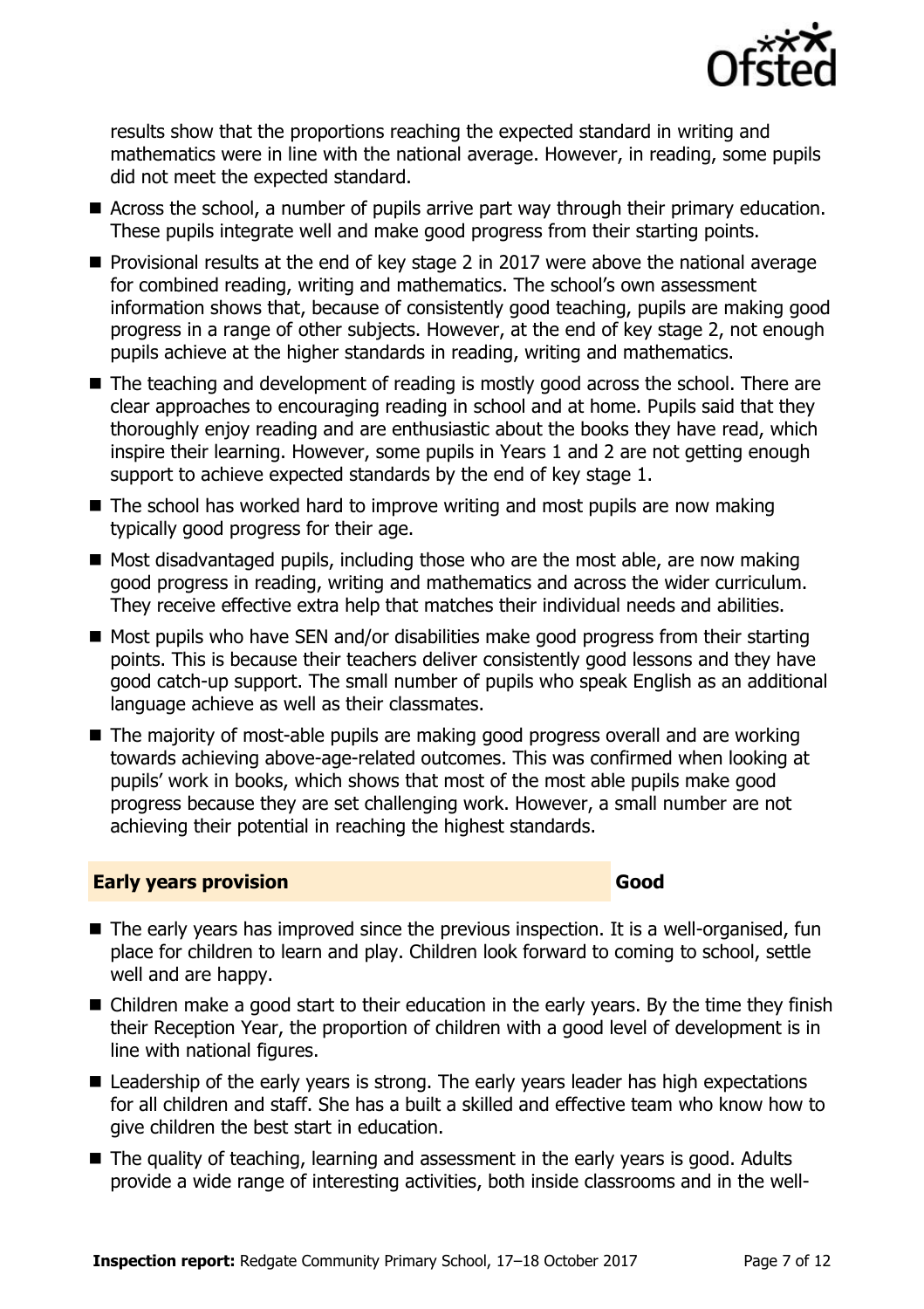results show that the proportions reaching the expected standard in writing and mathematics were in line with the national average. However, in reading, some pupils did not meet the expected standard.

- Across the school, a number of pupils arrive part way through their primary education. These pupils integrate well and make good progress from their starting points.
- Provisional results at the end of key stage 2 in 2017 were above the national average for combined reading, writing and mathematics. The school's own assessment information shows that, because of consistently good teaching, pupils are making good progress in a range of other subjects. However, at the end of key stage 2, not enough pupils achieve at the higher standards in reading, writing and mathematics.
- The teaching and development of reading is mostly good across the school. There are clear approaches to encouraging reading in school and at home. Pupils said that they thoroughly enjoy reading and are enthusiastic about the books they have read, which inspire their learning. However, some pupils in Years 1 and 2 are not getting enough support to achieve expected standards by the end of key stage 1.
- The school has worked hard to improve writing and most pupils are now making typically good progress for their age.
- Most disadvantaged pupils, including those who are the most able, are now making good progress in reading, writing and mathematics and across the wider curriculum. They receive effective extra help that matches their individual needs and abilities.
- Most pupils who have SEN and/or disabilities make good progress from their starting points. This is because their teachers deliver consistently good lessons and they have good catch-up support. The small number of pupils who speak English as an additional language achieve as well as their classmates.
- The majority of most-able pupils are making good progress overall and are working towards achieving above-age-related outcomes. This was confirmed when looking at pupils' work in books, which shows that most of the most able pupils make good progress because they are set challenging work. However, a small number are not achieving their potential in reaching the highest standards.

## Early years provision — Good

- The early years has improved since the previous inspection. It is a well-organised, fun place for children to learn and play. Children look forward to coming to school, settle well and are happy.
- Children make a good start to their education in the early years. By the time they finish their Reception Year, the proportion of children with a good level of development is in line with national figures.
- Leadership of the early years is strong. The early years leader has high expectations for all children and staff. She has a built a skilled and effective team who know how to give children the best start in education.
- The quality of teaching, learning and assessment in the early years is good. Adults provide a wide range of interesting activities, both inside classrooms and in the well-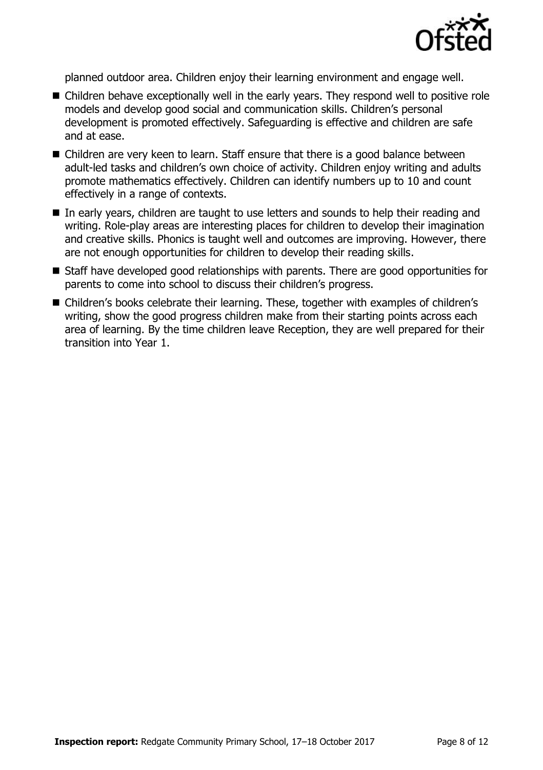planned outdoor area. Children enjoy their learning environment and engage well.

- Children behave exceptionally well in the early years. They respond well to positive role models and develop good social and communication skills. Children's personal development is promoted effectively. Safeguarding is effective and children are safe and at ease.
- Children are very keen to learn. Staff ensure that there is a good balance between adult-led tasks and children's own choice of activity. Children enjoy writing and adults promote mathematics effectively. Children can identify numbers up to 10 and count effectively in a range of contexts.
- In early years, children are taught to use letters and sounds to help their reading and writing. Role-play areas are interesting places for children to develop their imagination and creative skills. Phonics is taught well and outcomes are improving. However, there are not enough opportunities for children to develop their reading skills.
- Staff have developed good relationships with parents. There are good opportunities for parents to come into school to discuss their children's progress.
- Children's books celebrate their learning. These, together with examples of children's writing, show the good progress children make from their starting points across each area of learning. By the time children leave Reception, they are well prepared for their transition into Year 1.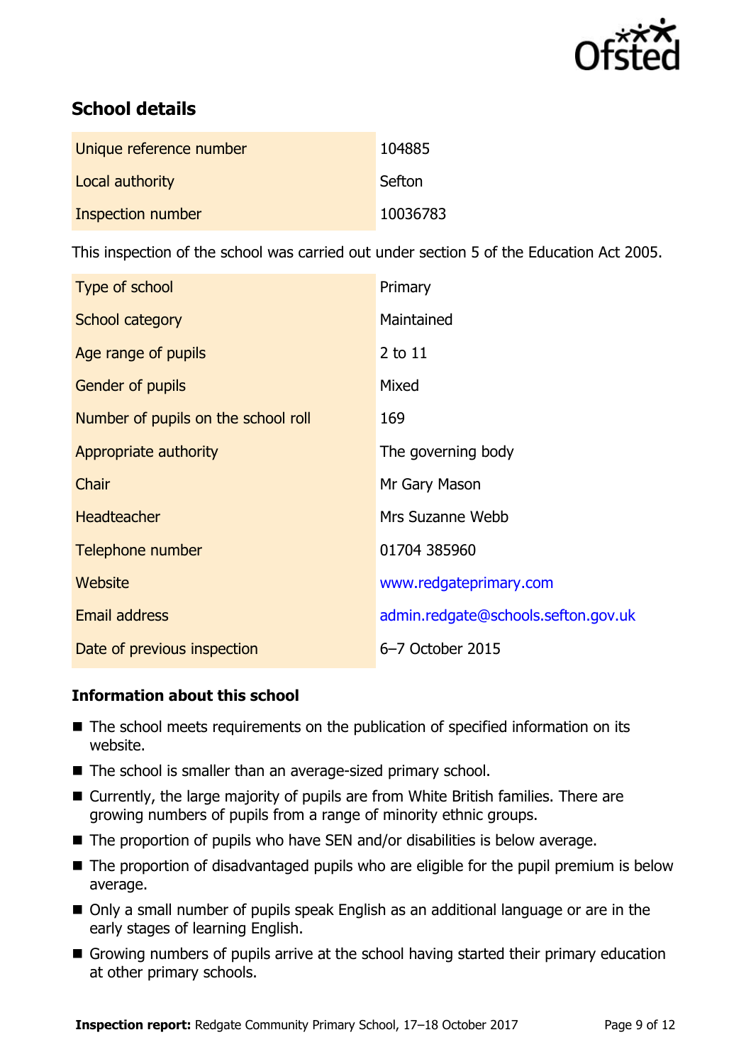## School details

| | |
|---|---|
| Unique reference number | 104885 |
| Local authority | Sefton |
| Inspection number | 10036783 |

This inspection of the school was carried out under section 5 of the Education Act 2005.

| | |
|---|---|
| Type of school | Primary |
| School category | Maintained |
| Age range of pupils | 2 to 11 |
| Gender of pupils | Mixed |
| Number of pupils on the school roll | 169 |
| Appropriate authority | The governing body |
| Chair | Mr Gary Mason |
| Headteacher | Mrs Suzanne Webb |
| Telephone number | 01704 385960 |
| Website | www.redgateprimary.com |
| Email address | admin.redgate@schools.sefton.gov.uk |
| Date of previous inspection | 6–7 October 2015 |

### Information about this school

- The school meets requirements on the publication of specified information on its website.
- The school is smaller than an average-sized primary school.
- Currently, the large majority of pupils are from White British families. There are growing numbers of pupils from a range of minority ethnic groups.
- The proportion of pupils who have SEN and/or disabilities is below average.
- The proportion of disadvantaged pupils who are eligible for the pupil premium is below average.
- Only a small number of pupils speak English as an additional language or are in the early stages of learning English.
- Growing numbers of pupils arrive at the school having started their primary education at other primary schools.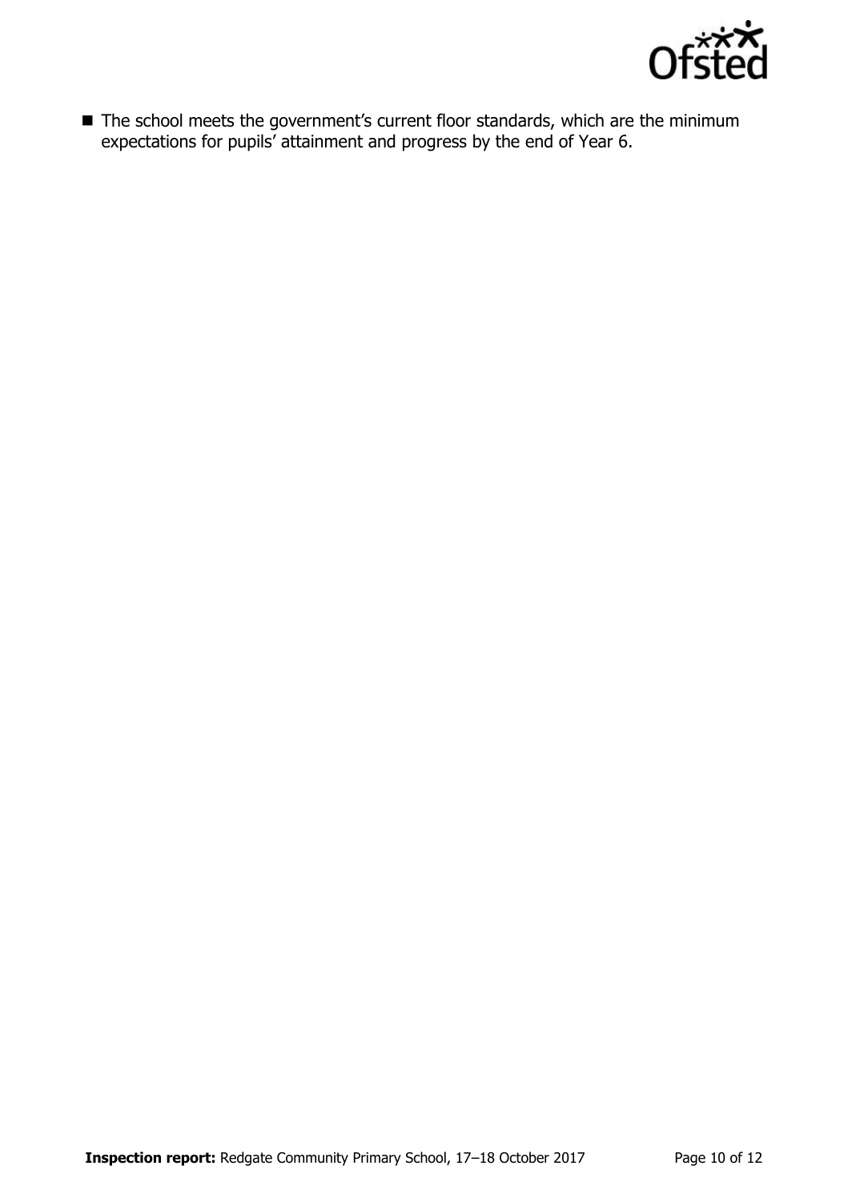- The school meets the government's current floor standards, which are the minimum expectations for pupils' attainment and progress by the end of Year 6.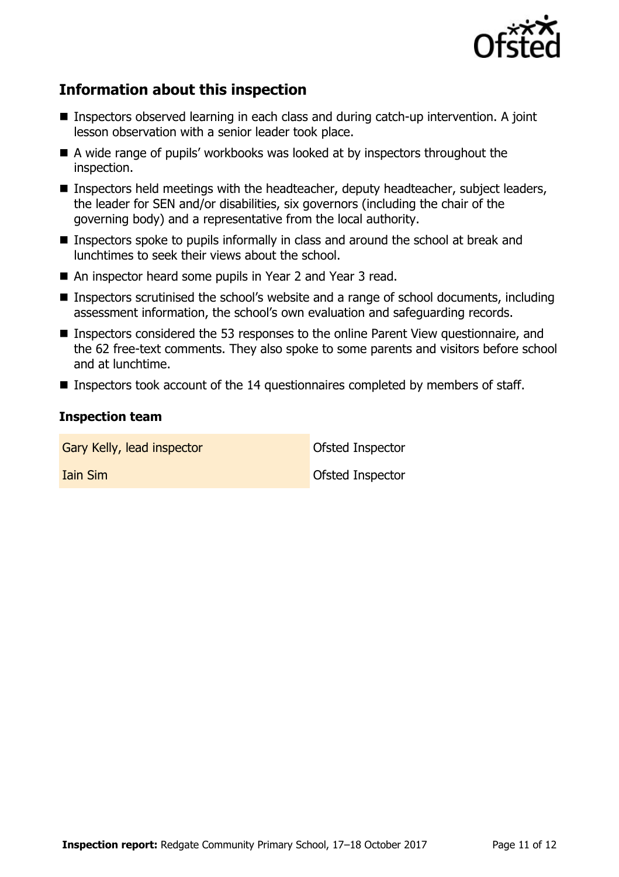## Information about this inspection

- Inspectors observed learning in each class and during catch-up intervention. A joint lesson observation with a senior leader took place.
- A wide range of pupils' workbooks was looked at by inspectors throughout the inspection.
- Inspectors held meetings with the headteacher, deputy headteacher, subject leaders, the leader for SEN and/or disabilities, six governors (including the chair of the governing body) and a representative from the local authority.
- Inspectors spoke to pupils informally in class and around the school at break and lunchtimes to seek their views about the school.
- An inspector heard some pupils in Year 2 and Year 3 read.
- Inspectors scrutinised the school's website and a range of school documents, including assessment information, the school's own evaluation and safeguarding records.
- Inspectors considered the 53 responses to the online Parent View questionnaire, and the 62 free-text comments. They also spoke to some parents and visitors before school and at lunchtime.
- Inspectors took account of the 14 questionnaires completed by members of staff.

### Inspection team

| | |
|---|---|
| Gary Kelly, lead inspector | Ofsted Inspector |
| Iain Sim | Ofsted Inspector |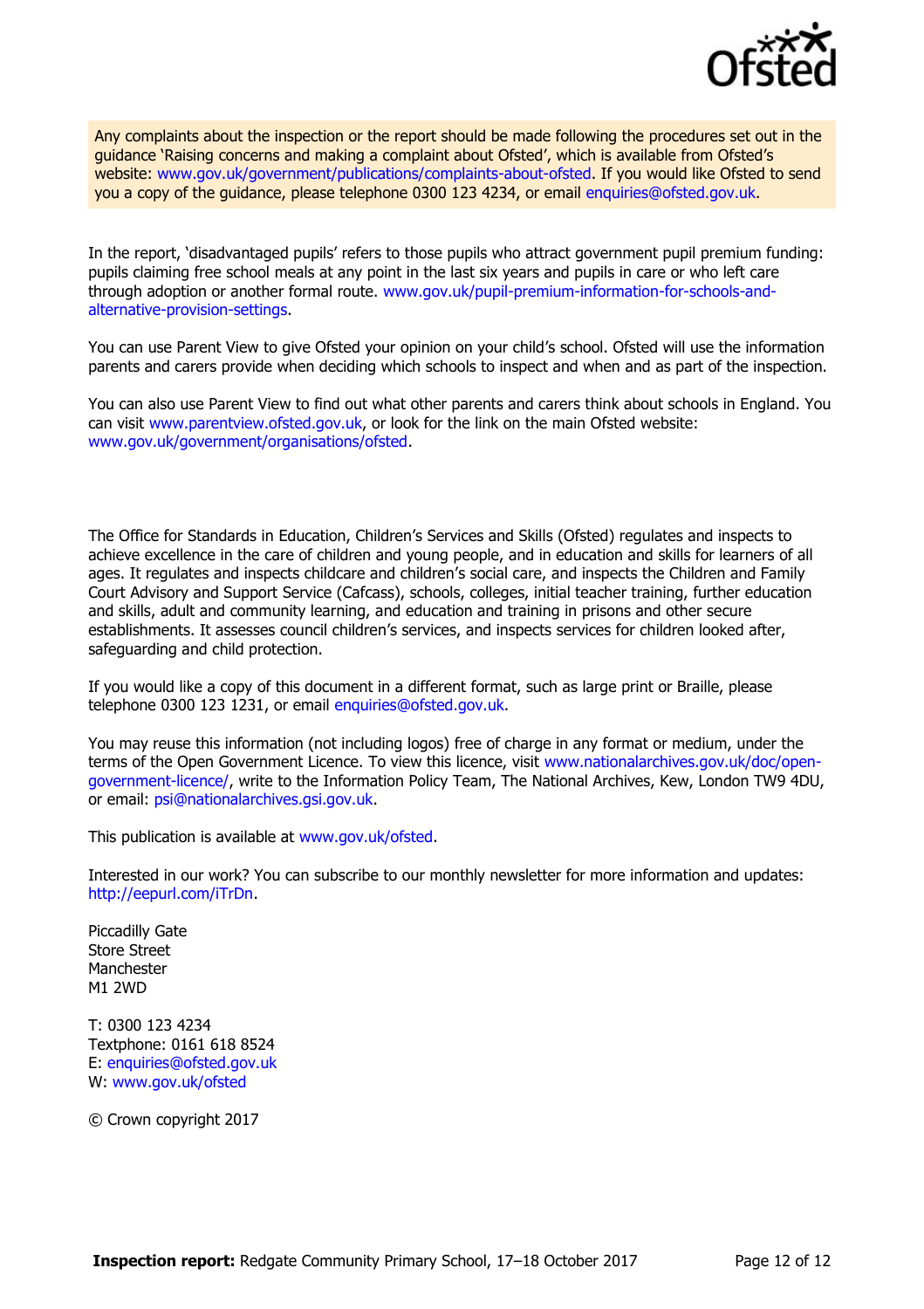Any complaints about the inspection or the report should be made following the procedures set out in the guidance 'Raising concerns and making a complaint about Ofsted', which is available from Ofsted's website: www.gov.uk/government/publications/complaints-about-ofsted. If you would like Ofsted to send you a copy of the guidance, please telephone 0300 123 4234, or email enquiries@ofsted.gov.uk.

In the report, 'disadvantaged pupils' refers to those pupils who attract government pupil premium funding: pupils claiming free school meals at any point in the last six years and pupils in care or who left care through adoption or another formal route. www.gov.uk/pupil-premium-information-for-schools-and-alternative-provision-settings.

You can use Parent View to give Ofsted your opinion on your child's school. Ofsted will use the information parents and carers provide when deciding which schools to inspect and when and as part of the inspection.

You can also use Parent View to find out what other parents and carers think about schools in England. You can visit www.parentview.ofsted.gov.uk, or look for the link on the main Ofsted website: www.gov.uk/government/organisations/ofsted.

The Office for Standards in Education, Children's Services and Skills (Ofsted) regulates and inspects to achieve excellence in the care of children and young people, and in education and skills for learners of all ages. It regulates and inspects childcare and children's social care, and inspects the Children and Family Court Advisory and Support Service (Cafcass), schools, colleges, initial teacher training, further education and skills, adult and community learning, and education and training in prisons and other secure establishments. It assesses council children's services, and inspects services for children looked after, safeguarding and child protection.

If you would like a copy of this document in a different format, such as large print or Braille, please telephone 0300 123 1231, or email enquiries@ofsted.gov.uk.

You may reuse this information (not including logos) free of charge in any format or medium, under the terms of the Open Government Licence. To view this licence, visit www.nationalarchives.gov.uk/doc/open-government-licence/, write to the Information Policy Team, The National Archives, Kew, London TW9 4DU, or email: psi@nationalarchives.gsi.gov.uk.

This publication is available at www.gov.uk/ofsted.

Interested in our work? You can subscribe to our monthly newsletter for more information and updates: http://eepurl.com/iTrDn.

Piccadilly Gate
Store Street
Manchester
M1 2WD

T: 0300 123 4234
Textphone: 0161 618 8524
E: enquiries@ofsted.gov.uk
W: www.gov.uk/ofsted

© Crown copyright 2017